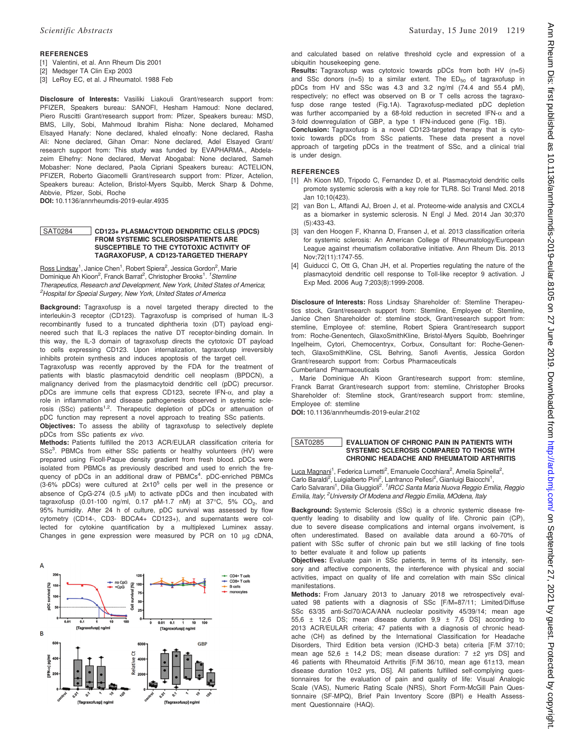## REFERENCES

[1] Valentini, et al. Ann Rheum Dis 2001

[2] Medsger TA Clin Exp 2003

[3] LeRoy EC, et al. J Rheumatol. 1988 Feb

**Disclosure of Interests:** Vasiliki Liakouli Grant/research support from: PFIZER, Speakers bureau: SANOFI, Hesham Hamoud: None declared, Piero Ruscitti Grant/research support from: Pfizer, Speakers bureau: MSD, BMS, Lilly, Sobi, Mahmoud Ibrahim Risha: None declared, Mohamed Elsayed Hanafy: None declared, khaled elnoafly: None declared, Rasha Ali: None declared, Gihan Omar: None declared, Adel Elsayed Grant/research support from: This study was funded by EVAPHARMA., Abdelazeim Elhefny: None declared, Mervat Abogabal: None declared, Sameh Mobasher: None declared, Paola Cipriani Speakers bureau: ACTELION, PFIZER, Roberto Giacomelli Grant/research support from: Pfizer, Actelion, Speakers bureau: Actelion, Bristol-Myers Squibb, Merck Sharp & Dohme, Abbvie, Pfizer, Sobi, Roche

**DOI:** 10.1136/annrheumdis-2019-eular.4935

## SAT0284 CD123+ PLASMACYTOID DENDRITIC CELLS (PDCS) FROM SYSTEMIC SCLEROSISPATIENTS ARE SUSCEPTIBLE TO THE CYTOTOXIC ACTIVITY OF TAGRAXOFUSP, A CD123-TARGETED THERAPY

Ross Lindsay[1], Janice Chen[1], Robert Spiera[2], Jessica Gordon[2], Marie Dominique Ah Kioon[2], Franck Barrat[2], Christopher Brooks[1]. [1]*Stemline Therapeutics, Research and Development, New York, United States of America;* [2]*Hospital for Special Surgery, New York, United States of America*

**Background:** Tagraxofusp is a novel targeted therapy directed to the interleukin-3 receptor (CD123). Tagraxofusp is comprised of human IL-3 recombinantly fused to a truncated diphtheria toxin (DT) payload engineered such that IL-3 replaces the native DT receptor-binding domain. In this way, the IL-3 domain of tagraxofusp directs the cytotoxic DT payload to cells expressing CD123. Upon internalization, tagraxofusp irreversibly inhibits protein synthesis and induces apoptosis of the target cell.

Tagraxofusp was recently approved by the FDA for the treatment of patients with blastic plasmacytoid dendritic cell neoplasm (BPDCN), a malignancy derived from the plasmacytoid dendritic cell (pDC) precursor. pDCs are immune cells that express CD123, secrete IFN-α, and play a role in inflammation and disease pathogenesis observed in systemic sclerosis (SSc) patients[1,2]. Therapeutic depletion of pDCs or attenuation of pDC function may represent a novel approach to treating SSc patients.

**Objectives:** To assess the ability of tagraxofusp to selectively deplete pDCs from SSc patients *ex vivo.*

**Methods:** Patients fulfilled the 2013 ACR/EULAR classification criteria for SSc[3]. PBMCs from either SSc patients or healthy volunteers (HV) were prepared using Ficoll-Paque density gradient from fresh blood. pDCs were isolated from PBMCs as previously described and used to enrich the frequency of pDCs in an additional draw of PBMCs[4]. pDC-enriched PBMCs (3-6% pDCs) were cultured at $2x10^5$ cells per well in the presence or absence of CpG-274 (0.5 μM) to activate pDCs and then incubated with tagraxofusp (0.01-100 ng/ml, 0.17 pM-1.7 nM) at 37°C, 5% $CO_2$, and 95% humidity. After 24 h of culture, pDC survival was assessed by flow cytometry (CD14-, CD3- BDCA4+ CD123+), and supernatants were collected for cytokine quantification by a multiplexed Luminex assay. Changes in gene expression were measured by PCR on 10 μg cDNA, and calculated based on relative threshold cycle and expression of a ubiquitin housekeeping gene.

**Results:** Tagraxofusp was cytotoxic towards pDCs from both HV (n=5) and SSc donors (n=5) to a similar extent. The $ED_{50}$ of tagraxofusp in pDCs from HV and SSc was 4.3 and 3.2 ng/ml (74.4 and 55.4 pM), respectively; no effect was observed on B or T cells across the tagraxofusp dose range tested (Fig.1A). Tagraxofusp-mediated pDC depletion was further accompanied by a 68-fold reduction in secreted IFN-α and a 3-fold downregulation of GBP, a type 1 IFN-induced gene (Fig. 1B).

**Conclusion:** Tagraxofusp is a novel CD123-targeted therapy that is cytotoxic towards pDCs from SSc patients. These data present a novel approach of targeting pDCs in the treatment of SSc, and a clinical trial is under design.

### REFERENCES

[1] Ah Kioon MD, Tripodo C, Fernandez D, et al. Plasmacytoid dendritic cells promote systemic sclerosis with a key role for TLR8. Sci Transl Med. 2018 Jan 10;10(423).

[2] van Bon L, Affandi AJ, Broen J, et al. Proteome-wide analysis and CXCL4 as a biomarker in systemic sclerosis. N Engl J Med. 2014 Jan 30;370 (5):433-43.

[3] van den Hoogen F, Khanna D, Fransen J, et al. 2013 classification criteria for systemic sclerosis: An American College of Rheumatology/European League against rheumatism collaborative initiative. Ann Rheum Dis. 2013 Nov;72(11):1747-55.

[4] Guiducci C, Ott G, Chan JH, et al. Properties regulating the nature of the plasmacytoid dendritic cell response to Toll-like receptor 9 activation. J Exp Med. 2006 Aug 7;203(8):1999-2008.

**Disclosure of Interests:** Ross Lindsay Shareholder of: Stemline Therapeutics stock, Grant/research support from: Stemline, Employee of: Stemline, Janice Chen Shareholder of: stemline stock, Grant/research support from: stemline, Employee of: stemline, Robert Spiera Grant/research support from: Roche-Genentech, GlaxoSmithKline, Bristol-Myers Squibb, Boehringer Ingelheim, Cytori, Chemocentryx, Corbux, Consultant for: Roche-Genentech, GlaxoSmithKline, CSL Behring, Sanofi Aventis, Jessica Gordon Grant/research support from: Corbus Pharmaceuticals

Cumberland Pharmaceuticals

, Marie Dominique Ah Kioon Grant/research support from: stemline, Franck Barrat Grant/research support from: stemline, Christopher Brooks Shareholder of: Stemline stock, Grant/research support from: stemline, Employee of: stemline

**DOI:** 10.1136/annrheumdis-2019-eular.2102

## SAT0285 EVALUATION OF CHRONIC PAIN IN PATIENTS WITH SYSTEMIC SCLEROSIS COMPARED TO THOSE WITH CHRONIC HEADACHE AND RHEUMATOID ARTHRITIS

Luca Magnani[1], Federica Lumetti[2], Emanuele Cocchiara[2], Amelia Spinella[2], Carlo Baraldi[2], Luigialberto Pini[2], Lanfranco Pellesi[2], Gianluigi Baiocchi[1], Carlo Salvarani[1], Dilia Giuggioli[2]. [1]*IRCC Santa Maria Nuova Reggio Emilia, Reggio Emilia, Italy;* [2]*University Of Modena and Reggio Emilia, MOdena, Italy*

**Background:** Systemic Sclerosis (SSc) is a chronic systemic disease frequently leading to disability and low quality of life. Chronic pain (CP), due to severe disease complications and internal organs involvement, is often underestimated. Based on available data around a 60-70% of patient with SSc suffer of chronic pain but we still lacking of fine tools to better evaluate it and follow up patients

**Objectives:** Evaluate pain in SSc patients, in terms of its intensity, sensory and affective components, the interference with physical and social activities, impact on quality of life and correlation with main SSc clinical manifestations.

**Methods:** From January 2013 to January 2018 we retrospectively evaluated 98 patients with a diagnosis of SSc [F/M=87/11; Limited/Diffuse SSc 63/35 anti-Scl70/ACA/ANA nucleolar positivity 45/39/14; mean age 55,6 ± 12,6 DS; mean disease duration 9,9 ± 7,6 DS] according to 2013 ACR/EULAR criteria; 47 patients with a diagnosis of chronic headache (CH) as defined by the International Classification for Headache Disorders, Third Edition beta version (ICHD-3 beta) criteria [F/M 37/10; mean age 52,6 ± 14,2 DS; mean disease duration: 7 ±2 yrs DS] and 46 patients with Rheumatoid Arthritis [F/M 36/10, mean age 61±13, mean disease duration 10±2 yrs, DS]. All patients fulfilled self-complying questionnaires for the evaluation of pain and quality of life: Visual Analogic Scale (VAS), Numeric Rating Scale (NRS), Short Form-McGill Pain Questionnaire (SF-MPQ), Brief Pain Inventory Score (BPI) e Health Assessment Questionnaire (HAQ).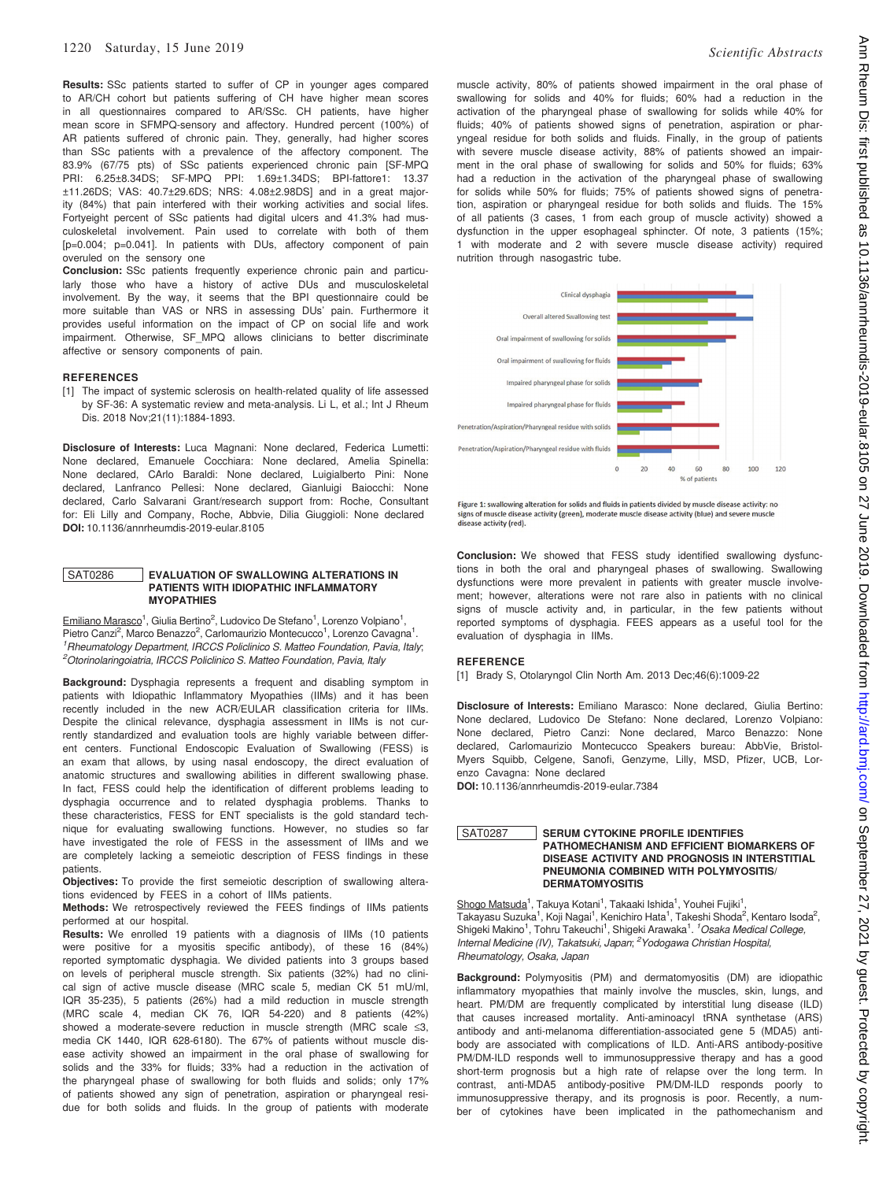**Results:** SSc patients started to suffer of CP in younger ages compared to AR/CH cohort but patients suffering of CH have higher mean scores in all questionnaires compared to AR/SSc. CH patients, have higher mean score in SFMPQ-sensory and affectory. Hundred percent (100%) of AR patients suffered of chronic pain. They, generally, had higher scores than SSc patients with a prevalence of the affectory component. The 83.9% (67/75 pts) of SSc patients experienced chronic pain [SF-MPQ PRI: 6.25±8.34DS; SF-MPQ PPI: 1.69±1.34DS; BPI-fattore1: 13.37 ±11.26DS; VAS: 40.7±29.6DS; NRS: 4.08±2.98DS] and in a great majority (84%) that pain interfered with their working activities and social lifes. Fortyeight percent of SSc patients had digital ulcers and 41.3% had musculoskeletal involvement. Pain used to correlate with both of them [p=0.004; p=0.041]. In patients with DUs, affectory component of pain overuled on the sensory one

**Conclusion:** SSc patients frequently experience chronic pain and particularly those who have a history of active DUs and musculoskeletal involvement. By the way, it seems that the BPI questionnaire could be more suitable than VAS or NRS in assessing DUs' pain. Furthermore it provides useful information on the impact of CP on social life and work impairment. Otherwise, SF_MPQ allows clinicians to better discriminate affective or sensory components of pain.

## REFERENCES

[1] The impact of systemic sclerosis on health-related quality of life assessed by SF-36: A systematic review and meta-analysis. Li L, et al.; Int J Rheum Dis. 2018 Nov;21(11):1884-1893.

**Disclosure of Interests:** Luca Magnani: None declared, Federica Lumetti: None declared, Emanuele Cocchiara: None declared, Amelia Spinella: None declared, CArlo Baraldi: None declared, Luigialberto Pini: None declared, Lanfranco Pellesi: None declared, Gianluigi Baiocchi: None declared, Carlo Salvarani Grant/research support from: Roche, Consultant for: Eli Lilly and Company, Roche, Abbvie, Dilia Giuggioli: None declared
**DOI:** 10.1136/annrheumdis-2019-eular.8105

## SAT0286 EVALUATION OF SWALLOWING ALTERATIONS IN PATIENTS WITH IDIOPATHIC INFLAMMATORY MYOPATHIES

Emiliano Marasco[1], Giulia Bertino[2], Ludovico De Stefano[1], Lorenzo Volpiano[1], Pietro Canzi[2], Marco Benazzo[2], Carlomaurizio Montecucco[1], Lorenzo Cavagna[1]. [1]*Rheumatology Department, IRCCS Policlinico S. Matteo Foundation, Pavia, Italy*; [2]*Otorinolaringoiatria, IRCCS Policlinico S. Matteo Foundation, Pavia, Italy*

**Background:** Dysphagia represents a frequent and disabling symptom in patients with Idiopathic Inflammatory Myopathies (IIMs) and it has been recently included in the new ACR/EULAR classification criteria for IIMs. Despite the clinical relevance, dysphagia assessment in IIMs is not currently standardized and evaluation tools are highly variable between different centers. Functional Endoscopic Evaluation of Swallowing (FESS) is an exam that allows, by using nasal endoscopy, the direct evaluation of anatomic structures and swallowing abilities in different swallowing phase. In fact, FESS could help the identification of different problems leading to dysphagia occurrence and to related dysphagia problems. Thanks to these characteristics, FESS for ENT specialists is the gold standard technique for evaluating swallowing functions. However, no studies so far have investigated the role of FESS in the assessment of IIMs and we are completely lacking a semeiotic description of FESS findings in these patients.

**Objectives:** To provide the first semeiotic description of swallowing alterations evidenced by FEES in a cohort of IIMs patients.

**Methods:** We retrospectively reviewed the FEES findings of IIMs patients performed at our hospital.

**Results:** We enrolled 19 patients with a diagnosis of IIMs (10 patients were positive for a myositis specific antibody), of these 16 (84%) reported symptomatic dysphagia. We divided patients into 3 groups based on levels of peripheral muscle strength. Six patients (32%) had no clinical sign of active muscle disease (MRC scale 5, median CK 51 mU/ml, IQR 35-235), 5 patients (26%) had a mild reduction in muscle strength (MRC scale 4, median CK 76, IQR 54-220) and 8 patients (42%) showed a moderate-severe reduction in muscle strength (MRC scale ≤3, media CK 1440, IQR 628-6180). The 67% of patients without muscle disease activity showed an impairment in the oral phase of swallowing for solids and the 33% for fluids; 33% had a reduction in the activation of the pharyngeal phase of swallowing for both fluids and solids; only 17% of patients showed any sign of penetration, aspiration or pharyngeal residue for both solids and fluids. In the group of patients with moderate muscle activity, 80% of patients showed impairment in the oral phase of swallowing for solids and 40% for fluids; 60% had a reduction in the activation of the pharyngeal phase of swallowing for solids while 40% for fluids; 40% of patients showed signs of penetration, aspiration or pharyngeal residue for both solids and fluids. Finally, in the group of patients with severe muscle disease activity, 88% of patients showed an impairment in the oral phase of swallowing for solids and 50% for fluids; 63% had a reduction in the activation of the pharyngeal phase of swallowing for solids while 50% for fluids; 75% of patients showed signs of penetration, aspiration or pharyngeal residue for both solids and fluids. The 15% of all patients (3 cases, 1 from each group of muscle activity) showed a dysfunction in the upper esophageal sphincter. Of note, 3 patients (15%; 1 with moderate and 2 with severe muscle disease activity) required nutrition through nasogastric tube.

Clinical dysphagia
Overall altered Swallowing test
Oral impairment of swallowing for solids
Oral impairment of swallowing for fluids
Impaired pharyngeal phase for solids
Impaired pharyngeal phase for fluids
Penetration/Aspiration/Pharyngeal residue with solids
Penetration/Aspiration/Pharyngeal residue with fluids
0 20 40 60 80 100 120
% of patients

Figure 1: swallowing alteration for solids and fluids in patients divided by muscle disease activity: no signs of muscle disease activity (green), moderate muscle disease activity (blue) and severe muscle disease activity (red).

**Conclusion:** We showed that FESS study identified swallowing dysfunctions in both the oral and pharyngeal phases of swallowing. Swallowing dysfunctions were more prevalent in patients with greater muscle involvement; however, alterations were not rare also in patients with no clinical signs of muscle activity and, in particular, in the few patients without reported symptoms of dysphagia. FEES appears as a useful tool for the evaluation of dysphagia in IIMs.

## REFERENCE

[1] Brady S, Otolaryngol Clin North Am. 2013 Dec;46(6):1009-22

**Disclosure of Interests:** Emiliano Marasco: None declared, Giulia Bertino: None declared, Ludovico De Stefano: None declared, Lorenzo Volpiano: None declared, Pietro Canzi: None declared, Marco Benazzo: None declared, Carlomaurizio Montecucco Speakers bureau: AbbVie, Bristol-Myers Squibb, Celgene, Sanofi, Genzyme, Lilly, MSD, Pfizer, UCB, Lorenzo Cavagna: None declared
**DOI:** 10.1136/annrheumdis-2019-eular.7384

## SAT0287 SERUM CYTOKINE PROFILE IDENTIFIES PATHOMECHANISM AND EFFICIENT BIOMARKERS OF DISEASE ACTIVITY AND PROGNOSIS IN INTERSTITIAL PNEUMONIA COMBINED WITH POLYMYOSITIS/ DERMATOMYOSITIS

Shogo Matsuda[1], Takuya Kotani[1], Takaaki Ishida[1], Youhei Fujiki[1], Takayasu Suzuka[1], Koji Nagai[1], Kenichiro Hata[1], Takeshi Shoda[2], Kentaro Isoda[2], Shigeki Makino[1], Tohru Takeuchi[1], Shigeki Arawaka[1]. [1]*Osaka Medical College, Internal Medicine (IV), Takatsuki, Japan*; [2]*Yodogawa Christian Hospital, Rheumatology, Osaka, Japan*

**Background:** Polymyositis (PM) and dermatomyositis (DM) are idiopathic inflammatory myopathies that mainly involve the muscles, skin, lungs, and heart. PM/DM are frequently complicated by interstitial lung disease (ILD) that causes increased mortality. Anti-aminoacyl tRNA synthetase (ARS) antibody and anti-melanoma differentiation-associated gene 5 (MDA5) antibody are associated with complications of ILD. Anti-ARS antibody-positive PM/DM-ILD responds well to immunosuppressive therapy and has a good short-term prognosis but a high rate of relapse over the long term. In contrast, anti-MDA5 antibody-positive PM/DM-ILD responds poorly to immunosuppressive therapy, and its prognosis is poor. Recently, a number of cytokines have been implicated in the pathomechanism and